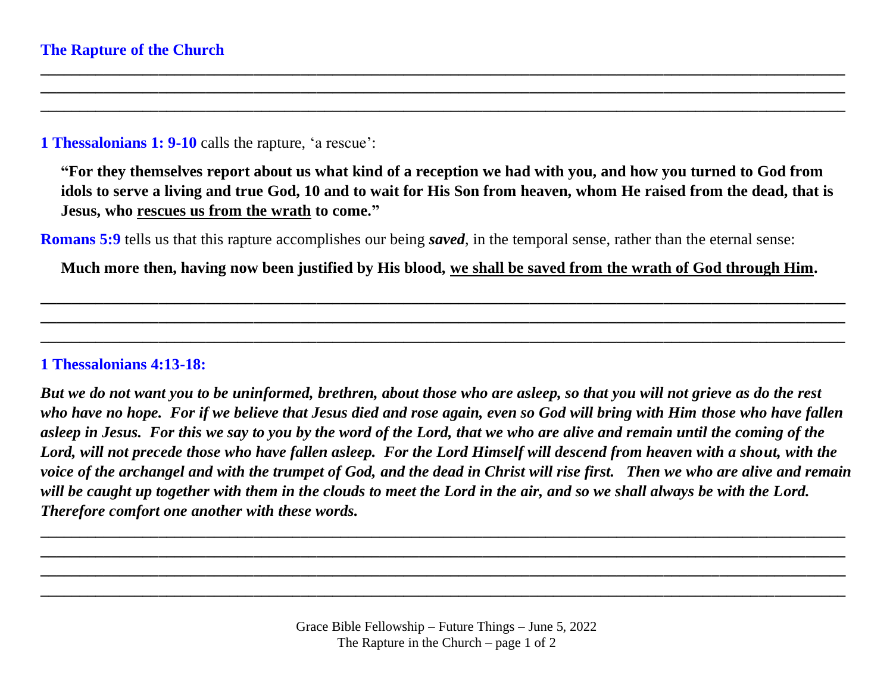## The Rapture of the Church

**1 Thessalonians 1: 9-10** calls the rapture, 'a rescue':

> **"For they themselves report about us what kind of a reception we had with you, and how you turned to God from idols to serve a living and true God, 10 and to wait for His Son from heaven, whom He raised from the dead, that is Jesus, who <u>rescues us from the wrath</u> to come."**

**Romans 5:9** tells us that this rapture accomplishes our being ***saved***, in the temporal sense, rather than the eternal sense:

> **Much more then, having now been justified by His blood, <u>we shall be saved from the wrath of God through Him</u>.**

### 1 Thessalonians 4:13-18:

***But we do not want you to be uninformed, brethren, about those who are asleep, so that you will not grieve as do the rest who have no hope. For if we believe that Jesus died and rose again, even so God will bring with Him those who have fallen asleep in Jesus. For this we say to you by the word of the Lord, that we who are alive and remain until the coming of the Lord, will not precede those who have fallen asleep. For the Lord Himself will descend from heaven with a shout, with the voice of the archangel and with the trumpet of God, and the dead in Christ will rise first. Then we who are alive and remain will be caught up together with them in the clouds to meet the Lord in the air, and so we shall always be with the Lord. Therefore comfort one another with these words.***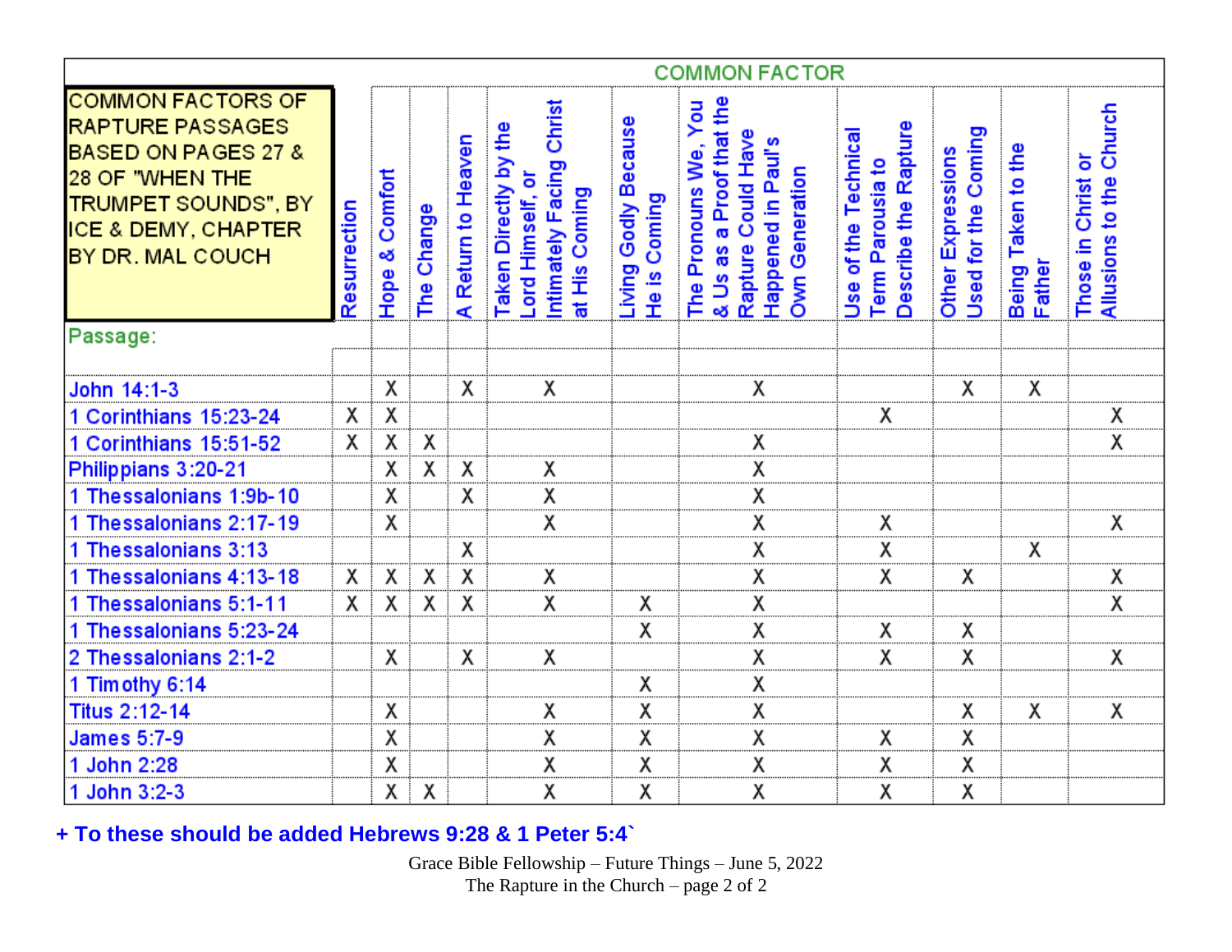| COMMON FACTORS OF RAPTURE PASSAGES BASED ON PAGES 27 & 28 OF "WHEN THE TRUMPET SOUNDS", BY ICE & DEMY, CHAPTER BY DR. MAL COUCH | COMMON FACTOR | | | | | | | | | | |
|---|---|---|---|---|---|---|---|---|---|---|---|
| Passage: | Resurrection | Hope & Comfort | The Change | A Return to Heaven | Taken Directly by the Lord Himself, or Intimately Facing Christ at His Coming | Living Godly Because He is Coming | The Pronouns We, You & Us as a Proof that the Rapture Could Have Happened in Paul's Own Generation | Use of the Technical Term Parousia to Describe the Rapture | Other Expressions Used for the Coming | Being Taken to the Father | Those in Christ or Allusions to the Church |
| John 14:1-3 | | X | | X | X | | X | | X | X | |
| 1 Corinthians 15:23-24 | X | X | | | | | | X | | | X |
| 1 Corinthians 15:51-52 | X | X | X | | | | X | | | | X |
| Philippians 3:20-21 | | X | X | X | X | | X | | | | |
| 1 Thessalonians 1:9b-10 | | X | | X | X | | X | | | | |
| 1 Thessalonians 2:17-19 | | X | | | X | | X | X | | | X |
| 1 Thessalonians 3:13 | | | | X | | | X | X | | X | |
| 1 Thessalonians 4:13-18 | X | X | X | X | X | | X | X | X | | X |
| 1 Thessalonians 5:1-11 | X | X | X | X | X | X | X | | | | X |
| 1 Thessalonians 5:23-24 | | | | | | X | X | X | X | | |
| 2 Thessalonians 2:1-2 | | X | | X | X | | X | X | X | | X |
| 1 Timothy 6:14 | | | | | | X | X | | | | |
| Titus 2:12-14 | | X | | | X | X | X | | X | X | X |
| James 5:7-9 | | X | | | X | X | X | X | X | | |
| 1 John 2:28 | | X | | | X | X | X | X | X | | |
| 1 John 3:2-3 | | X | X | | X | X | X | X | X | | |

**+ To these should be added Hebrews 9:28 & 1 Peter 5:4`**

Grace Bible Fellowship – Future Things – June 5, 2022
The Rapture in the Church – page 2 of 2